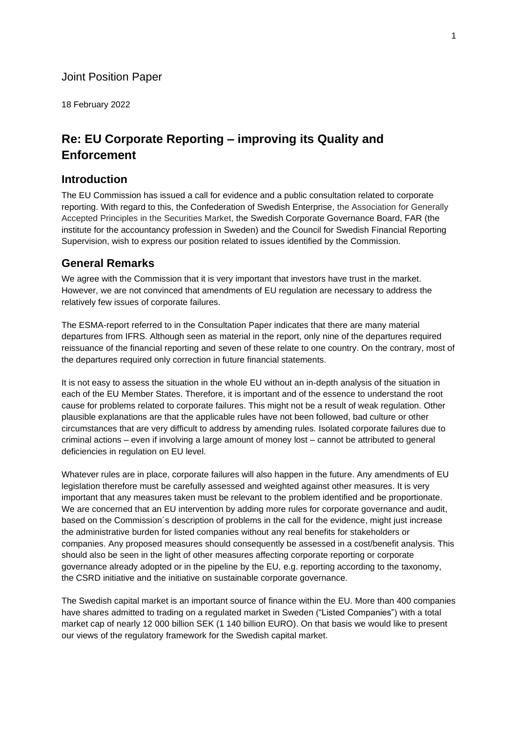Joint Position Paper

18 February 2022

# Re: EU Corporate Reporting – improving its Quality and Enforcement

## Introduction

The EU Commission has issued a call for evidence and a public consultation related to corporate reporting. With regard to this, the Confederation of Swedish Enterprise, the Association for Generally Accepted Principles in the Securities Market, the Swedish Corporate Governance Board, FAR (the institute for the accountancy profession in Sweden) and the Council for Swedish Financial Reporting Supervision, wish to express our position related to issues identified by the Commission.

## General Remarks

We agree with the Commission that it is very important that investors have trust in the market. However, we are not convinced that amendments of EU regulation are necessary to address the relatively few issues of corporate failures.

The ESMA-report referred to in the Consultation Paper indicates that there are many material departures from IFRS. Although seen as material in the report, only nine of the departures required reissuance of the financial reporting and seven of these relate to one country. On the contrary, most of the departures required only correction in future financial statements.

It is not easy to assess the situation in the whole EU without an in-depth analysis of the situation in each of the EU Member States. Therefore, it is important and of the essence to understand the root cause for problems related to corporate failures. This might not be a result of weak regulation. Other plausible explanations are that the applicable rules have not been followed, bad culture or other circumstances that are very difficult to address by amending rules. Isolated corporate failures due to criminal actions – even if involving a large amount of money lost – cannot be attributed to general deficiencies in regulation on EU level.

Whatever rules are in place, corporate failures will also happen in the future. Any amendments of EU legislation therefore must be carefully assessed and weighted against other measures. It is very important that any measures taken must be relevant to the problem identified and be proportionate. We are concerned that an EU intervention by adding more rules for corporate governance and audit, based on the Commission´s description of problems in the call for the evidence, might just increase the administrative burden for listed companies without any real benefits for stakeholders or companies. Any proposed measures should consequently be assessed in a cost/benefit analysis. This should also be seen in the light of other measures affecting corporate reporting or corporate governance already adopted or in the pipeline by the EU, e.g. reporting according to the taxonomy, the CSRD initiative and the initiative on sustainable corporate governance.

The Swedish capital market is an important source of finance within the EU. More than 400 companies have shares admitted to trading on a regulated market in Sweden ("Listed Companies") with a total market cap of nearly 12 000 billion SEK (1 140 billion EURO). On that basis we would like to present our views of the regulatory framework for the Swedish capital market.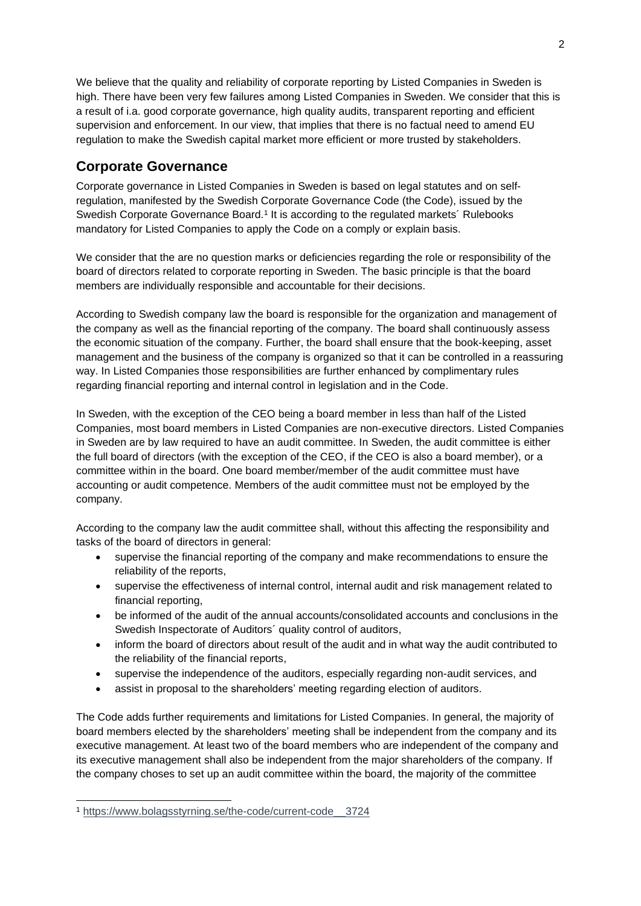We believe that the quality and reliability of corporate reporting by Listed Companies in Sweden is high. There have been very few failures among Listed Companies in Sweden. We consider that this is a result of i.a. good corporate governance, high quality audits, transparent reporting and efficient supervision and enforcement. In our view, that implies that there is no factual need to amend EU regulation to make the Swedish capital market more efficient or more trusted by stakeholders.

## Corporate Governance

Corporate governance in Listed Companies in Sweden is based on legal statutes and on self-regulation, manifested by the Swedish Corporate Governance Code (the Code), issued by the Swedish Corporate Governance Board.[1] It is according to the regulated markets´ Rulebooks mandatory for Listed Companies to apply the Code on a comply or explain basis.

We consider that the are no question marks or deficiencies regarding the role or responsibility of the board of directors related to corporate reporting in Sweden. The basic principle is that the board members are individually responsible and accountable for their decisions.

According to Swedish company law the board is responsible for the organization and management of the company as well as the financial reporting of the company. The board shall continuously assess the economic situation of the company. Further, the board shall ensure that the book-keeping, asset management and the business of the company is organized so that it can be controlled in a reassuring way. In Listed Companies those responsibilities are further enhanced by complimentary rules regarding financial reporting and internal control in legislation and in the Code.

In Sweden, with the exception of the CEO being a board member in less than half of the Listed Companies, most board members in Listed Companies are non-executive directors. Listed Companies in Sweden are by law required to have an audit committee. In Sweden, the audit committee is either the full board of directors (with the exception of the CEO, if the CEO is also a board member), or a committee within in the board. One board member/member of the audit committee must have accounting or audit competence. Members of the audit committee must not be employed by the company.

According to the company law the audit committee shall, without this affecting the responsibility and tasks of the board of directors in general:

- supervise the financial reporting of the company and make recommendations to ensure the reliability of the reports,
- supervise the effectiveness of internal control, internal audit and risk management related to financial reporting,
- be informed of the audit of the annual accounts/consolidated accounts and conclusions in the Swedish Inspectorate of Auditors´ quality control of auditors,
- inform the board of directors about result of the audit and in what way the audit contributed to the reliability of the financial reports,
- supervise the independence of the auditors, especially regarding non-audit services, and
- assist in proposal to the shareholders' meeting regarding election of auditors.

The Code adds further requirements and limitations for Listed Companies. In general, the majority of board members elected by the shareholders' meeting shall be independent from the company and its executive management. At least two of the board members who are independent of the company and its executive management shall also be independent from the major shareholders of the company. If the company choses to set up an audit committee within the board, the majority of the committee

[1] https://www.bolagsstyrning.se/the-code/current-code__3724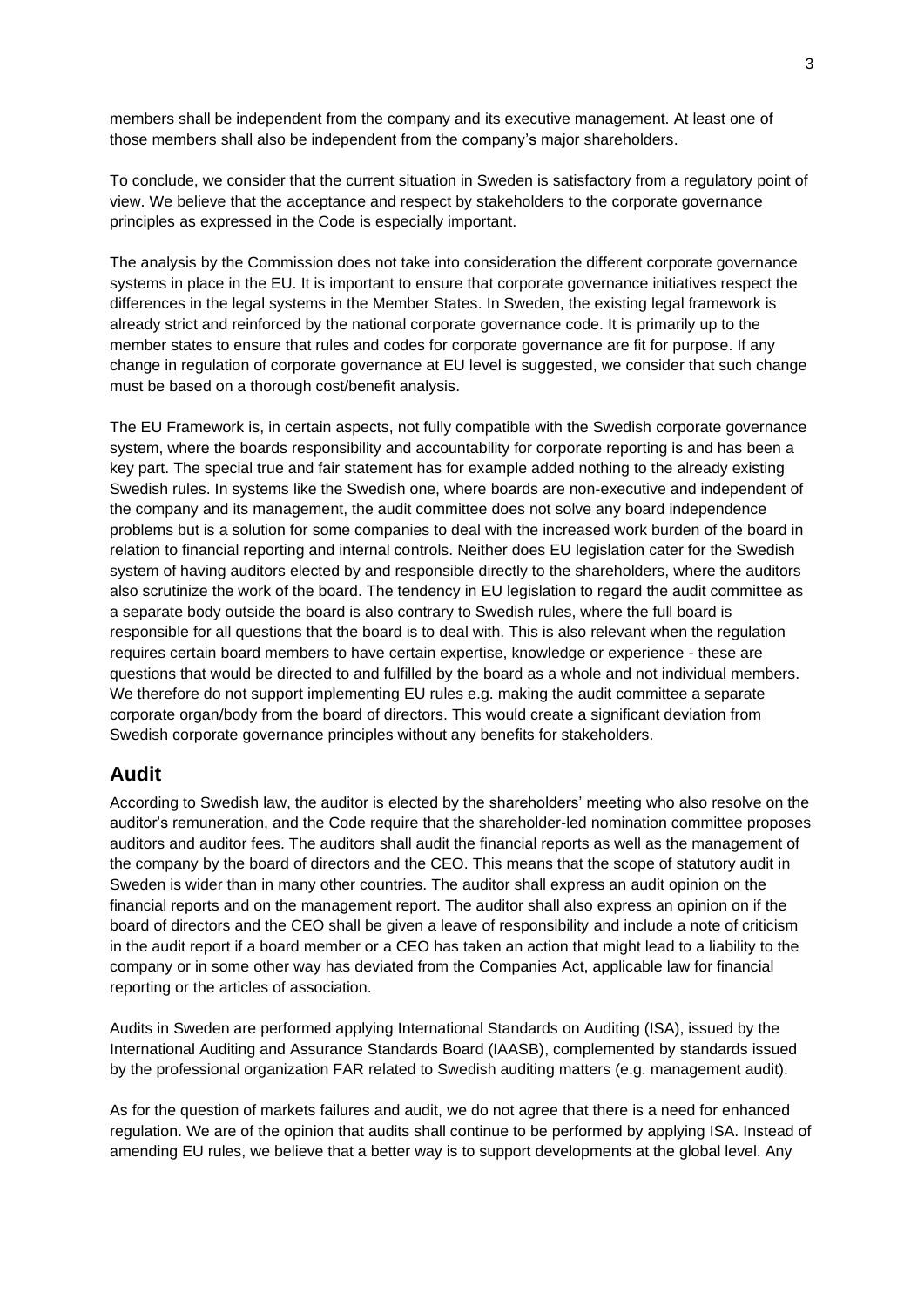members shall be independent from the company and its executive management. At least one of those members shall also be independent from the company's major shareholders.

To conclude, we consider that the current situation in Sweden is satisfactory from a regulatory point of view. We believe that the acceptance and respect by stakeholders to the corporate governance principles as expressed in the Code is especially important.

The analysis by the Commission does not take into consideration the different corporate governance systems in place in the EU. It is important to ensure that corporate governance initiatives respect the differences in the legal systems in the Member States. In Sweden, the existing legal framework is already strict and reinforced by the national corporate governance code. It is primarily up to the member states to ensure that rules and codes for corporate governance are fit for purpose. If any change in regulation of corporate governance at EU level is suggested, we consider that such change must be based on a thorough cost/benefit analysis.

The EU Framework is, in certain aspects, not fully compatible with the Swedish corporate governance system, where the boards responsibility and accountability for corporate reporting is and has been a key part. The special true and fair statement has for example added nothing to the already existing Swedish rules. In systems like the Swedish one, where boards are non-executive and independent of the company and its management, the audit committee does not solve any board independence problems but is a solution for some companies to deal with the increased work burden of the board in relation to financial reporting and internal controls. Neither does EU legislation cater for the Swedish system of having auditors elected by and responsible directly to the shareholders, where the auditors also scrutinize the work of the board. The tendency in EU legislation to regard the audit committee as a separate body outside the board is also contrary to Swedish rules, where the full board is responsible for all questions that the board is to deal with. This is also relevant when the regulation requires certain board members to have certain expertise, knowledge or experience - these are questions that would be directed to and fulfilled by the board as a whole and not individual members. We therefore do not support implementing EU rules e.g. making the audit committee a separate corporate organ/body from the board of directors. This would create a significant deviation from Swedish corporate governance principles without any benefits for stakeholders.

## Audit

According to Swedish law, the auditor is elected by the shareholders' meeting who also resolve on the auditor's remuneration, and the Code require that the shareholder-led nomination committee proposes auditors and auditor fees. The auditors shall audit the financial reports as well as the management of the company by the board of directors and the CEO. This means that the scope of statutory audit in Sweden is wider than in many other countries. The auditor shall express an audit opinion on the financial reports and on the management report. The auditor shall also express an opinion on if the board of directors and the CEO shall be given a leave of responsibility and include a note of criticism in the audit report if a board member or a CEO has taken an action that might lead to a liability to the company or in some other way has deviated from the Companies Act, applicable law for financial reporting or the articles of association.

Audits in Sweden are performed applying International Standards on Auditing (ISA), issued by the International Auditing and Assurance Standards Board (IAASB), complemented by standards issued by the professional organization FAR related to Swedish auditing matters (e.g. management audit).

As for the question of markets failures and audit, we do not agree that there is a need for enhanced regulation. We are of the opinion that audits shall continue to be performed by applying ISA. Instead of amending EU rules, we believe that a better way is to support developments at the global level. Any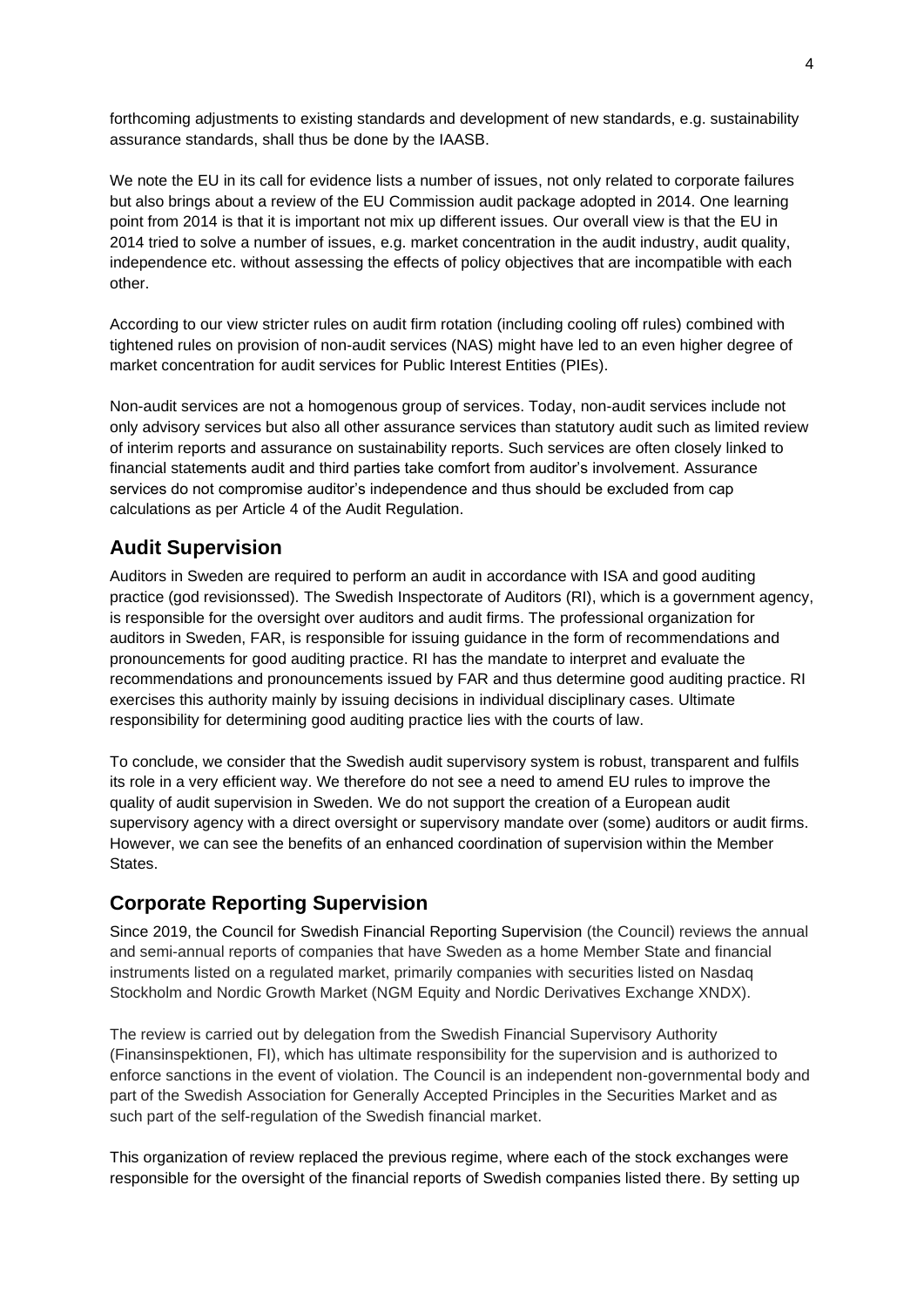forthcoming adjustments to existing standards and development of new standards, e.g. sustainability assurance standards, shall thus be done by the IAASB.

We note the EU in its call for evidence lists a number of issues, not only related to corporate failures but also brings about a review of the EU Commission audit package adopted in 2014. One learning point from 2014 is that it is important not mix up different issues. Our overall view is that the EU in 2014 tried to solve a number of issues, e.g. market concentration in the audit industry, audit quality, independence etc. without assessing the effects of policy objectives that are incompatible with each other.

According to our view stricter rules on audit firm rotation (including cooling off rules) combined with tightened rules on provision of non-audit services (NAS) might have led to an even higher degree of market concentration for audit services for Public Interest Entities (PIEs).

Non-audit services are not a homogenous group of services. Today, non-audit services include not only advisory services but also all other assurance services than statutory audit such as limited review of interim reports and assurance on sustainability reports. Such services are often closely linked to financial statements audit and third parties take comfort from auditor's involvement. Assurance services do not compromise auditor's independence and thus should be excluded from cap calculations as per Article 4 of the Audit Regulation.

## Audit Supervision

Auditors in Sweden are required to perform an audit in accordance with ISA and good auditing practice (god revisionssed). The Swedish Inspectorate of Auditors (RI), which is a government agency, is responsible for the oversight over auditors and audit firms. The professional organization for auditors in Sweden, FAR, is responsible for issuing guidance in the form of recommendations and pronouncements for good auditing practice. RI has the mandate to interpret and evaluate the recommendations and pronouncements issued by FAR and thus determine good auditing practice. RI exercises this authority mainly by issuing decisions in individual disciplinary cases. Ultimate responsibility for determining good auditing practice lies with the courts of law.

To conclude, we consider that the Swedish audit supervisory system is robust, transparent and fulfils its role in a very efficient way. We therefore do not see a need to amend EU rules to improve the quality of audit supervision in Sweden. We do not support the creation of a European audit supervisory agency with a direct oversight or supervisory mandate over (some) auditors or audit firms. However, we can see the benefits of an enhanced coordination of supervision within the Member States.

## Corporate Reporting Supervision

Since 2019, the Council for Swedish Financial Reporting Supervision (the Council) reviews the annual and semi-annual reports of companies that have Sweden as a home Member State and financial instruments listed on a regulated market, primarily companies with securities listed on Nasdaq Stockholm and Nordic Growth Market (NGM Equity and Nordic Derivatives Exchange XNDX).

The review is carried out by delegation from the Swedish Financial Supervisory Authority (Finansinspektionen, FI), which has ultimate responsibility for the supervision and is authorized to enforce sanctions in the event of violation. The Council is an independent non-governmental body and part of the Swedish Association for Generally Accepted Principles in the Securities Market and as such part of the self-regulation of the Swedish financial market.

This organization of review replaced the previous regime, where each of the stock exchanges were responsible for the oversight of the financial reports of Swedish companies listed there. By setting up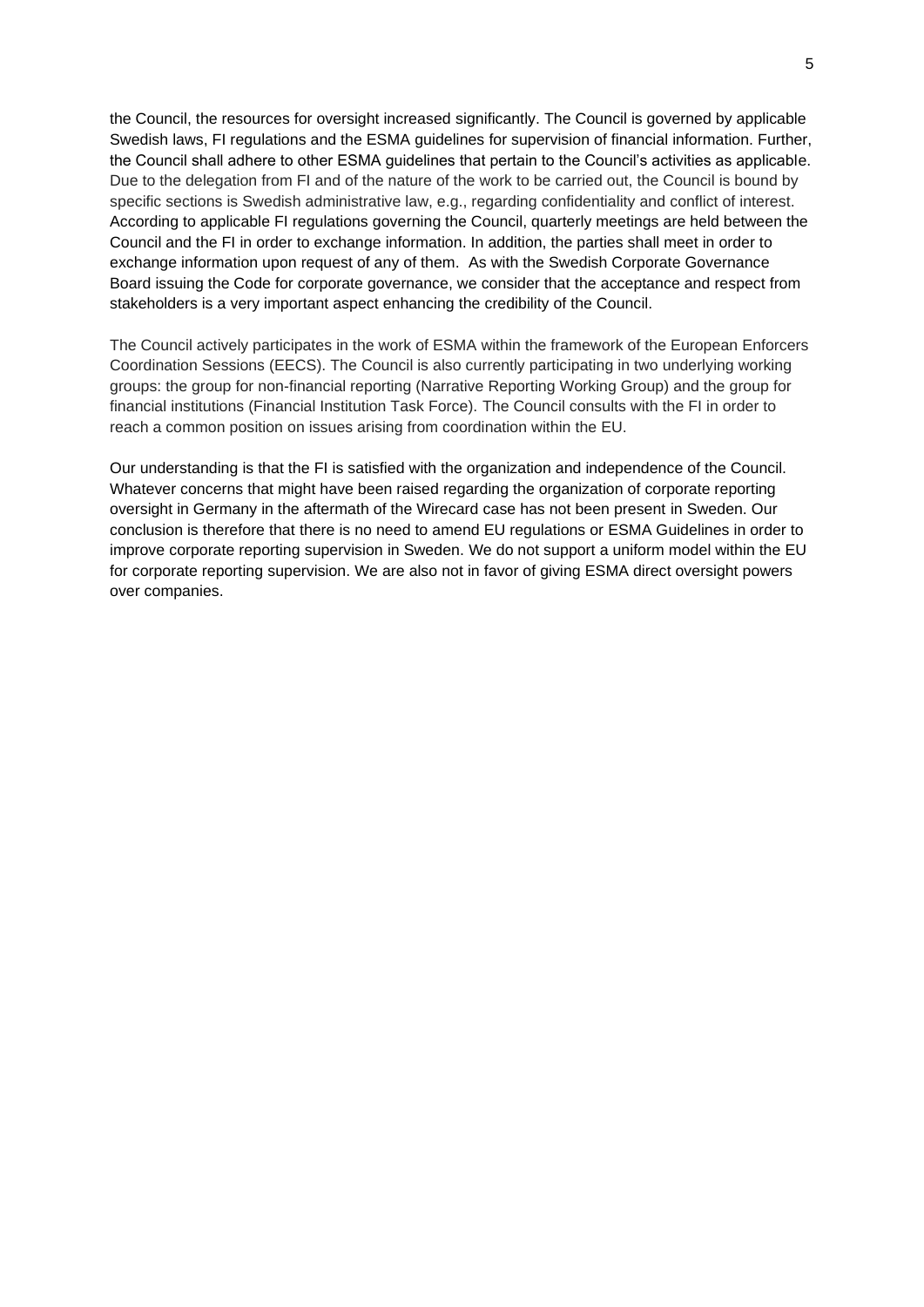the Council, the resources for oversight increased significantly. The Council is governed by applicable Swedish laws, FI regulations and the ESMA guidelines for supervision of financial information. Further, the Council shall adhere to other ESMA guidelines that pertain to the Council's activities as applicable. Due to the delegation from FI and of the nature of the work to be carried out, the Council is bound by specific sections is Swedish administrative law, e.g., regarding confidentiality and conflict of interest. According to applicable FI regulations governing the Council, quarterly meetings are held between the Council and the FI in order to exchange information. In addition, the parties shall meet in order to exchange information upon request of any of them. As with the Swedish Corporate Governance Board issuing the Code for corporate governance, we consider that the acceptance and respect from stakeholders is a very important aspect enhancing the credibility of the Council.

The Council actively participates in the work of ESMA within the framework of the European Enforcers Coordination Sessions (EECS). The Council is also currently participating in two underlying working groups: the group for non-financial reporting (Narrative Reporting Working Group) and the group for financial institutions (Financial Institution Task Force). The Council consults with the FI in order to reach a common position on issues arising from coordination within the EU.

Our understanding is that the FI is satisfied with the organization and independence of the Council. Whatever concerns that might have been raised regarding the organization of corporate reporting oversight in Germany in the aftermath of the Wirecard case has not been present in Sweden. Our conclusion is therefore that there is no need to amend EU regulations or ESMA Guidelines in order to improve corporate reporting supervision in Sweden. We do not support a uniform model within the EU for corporate reporting supervision. We are also not in favor of giving ESMA direct oversight powers over companies.